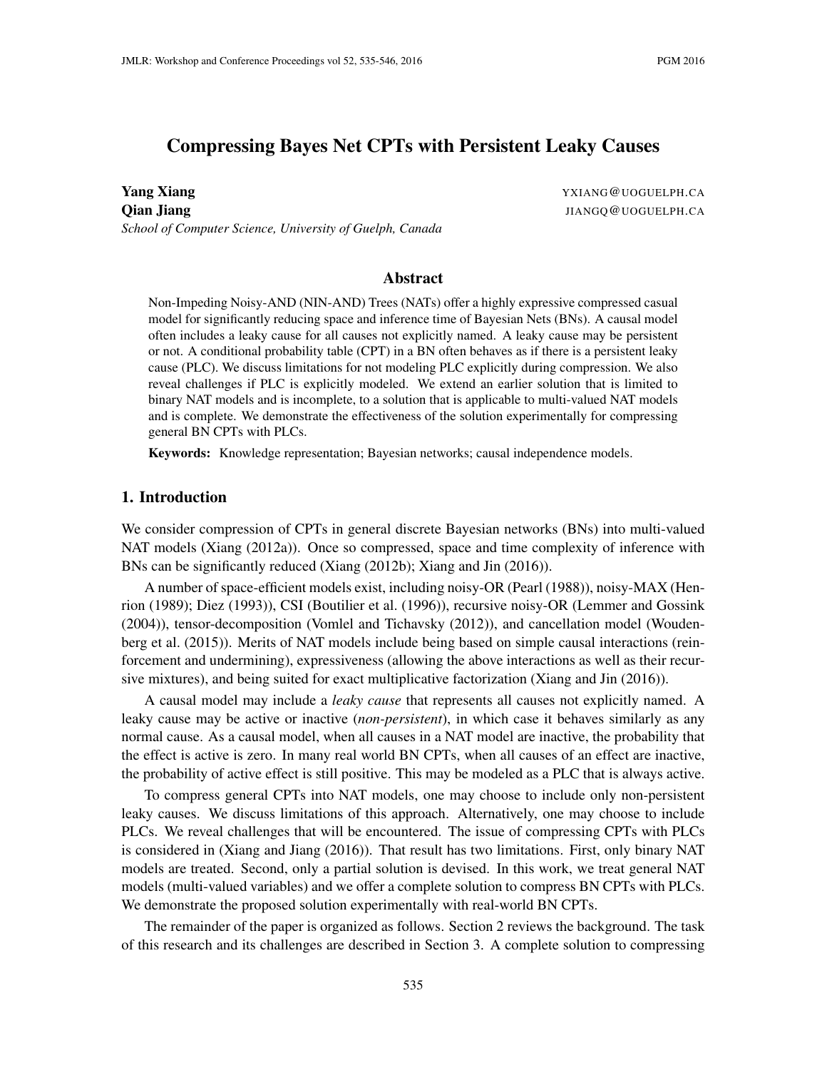# Compressing Bayes Net CPTs with Persistent Leaky Causes

**Yang Xiang** YXIANG@UOGUELPH.CA
**Qian Jiang** JIANGQ@UOGUELPH.CA
*School of Computer Science, University of Guelph, Canada*

## Abstract

Non-Impeding Noisy-AND (NIN-AND) Trees (NATs) offer a highly expressive compressed casual model for significantly reducing space and inference time of Bayesian Nets (BNs). A causal model often includes a leaky cause for all causes not explicitly named. A leaky cause may be persistent or not. A conditional probability table (CPT) in a BN often behaves as if there is a persistent leaky cause (PLC). We discuss limitations for not modeling PLC explicitly during compression. We also reveal challenges if PLC is explicitly modeled. We extend an earlier solution that is limited to binary NAT models and is incomplete, to a solution that is applicable to multi-valued NAT models and is complete. We demonstrate the effectiveness of the solution experimentally for compressing general BN CPTs with PLCs.

**Keywords:** Knowledge representation; Bayesian networks; causal independence models.

## 1. Introduction

We consider compression of CPTs in general discrete Bayesian networks (BNs) into multi-valued NAT models (Xiang (2012a)). Once so compressed, space and time complexity of inference with BNs can be significantly reduced (Xiang (2012b); Xiang and Jin (2016)).

A number of space-efficient models exist, including noisy-OR (Pearl (1988)), noisy-MAX (Henrion (1989); Diez (1993)), CSI (Boutilier et al. (1996)), recursive noisy-OR (Lemmer and Gossink (2004)), tensor-decomposition (Vomlel and Tichavsky (2012)), and cancellation model (Woudenberg et al. (2015)). Merits of NAT models include being based on simple causal interactions (reinforcement and undermining), expressiveness (allowing the above interactions as well as their recursive mixtures), and being suited for exact multiplicative factorization (Xiang and Jin (2016)).

A causal model may include a *leaky cause* that represents all causes not explicitly named. A leaky cause may be active or inactive (*non-persistent*), in which case it behaves similarly as any normal cause. As a causal model, when all causes in a NAT model are inactive, the probability that the effect is active is zero. In many real world BN CPTs, when all causes of an effect are inactive, the probability of active effect is still positive. This may be modeled as a PLC that is always active.

To compress general CPTs into NAT models, one may choose to include only non-persistent leaky causes. We discuss limitations of this approach. Alternatively, one may choose to include PLCs. We reveal challenges that will be encountered. The issue of compressing CPTs with PLCs is considered in (Xiang and Jiang (2016)). That result has two limitations. First, only binary NAT models are treated. Second, only a partial solution is devised. In this work, we treat general NAT models (multi-valued variables) and we offer a complete solution to compress BN CPTs with PLCs. We demonstrate the proposed solution experimentally with real-world BN CPTs.

The remainder of the paper is organized as follows. Section 2 reviews the background. The task of this research and its challenges are described in Section 3. A complete solution to compressing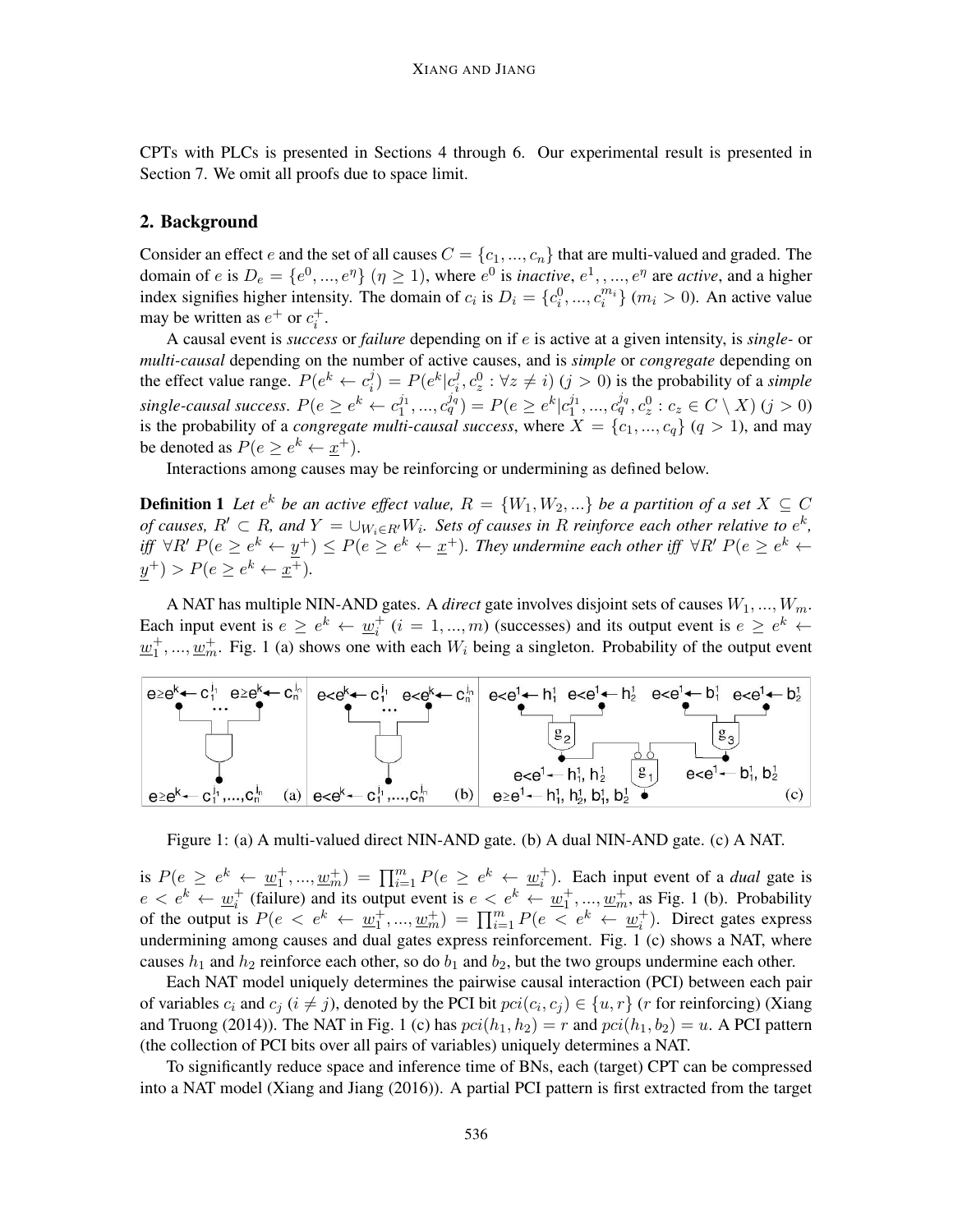CPTs with PLCs is presented in Sections 4 through 6. Our experimental result is presented in Section 7. We omit all proofs due to space limit.

## 2. Background

Consider an effect $e$ and the set of all causes $C = \{c_1, ..., c_n\}$ that are multi-valued and graded. The domain of $e$ is $D_e = \{e^0, ..., e^\eta\}$ ($\eta \geq 1$), where $e^0$ is *inactive*, $e^1, , ..., e^\eta$ are *active*, and a higher index signifies higher intensity. The domain of $c_i$ is $D_i = \{c_i^0, ..., c_i^{m_i}\}$ ($m_i > 0$). An active value may be written as $e^+$ or $c_i^+$.

A causal event is *success* or *failure* depending on if $e$ is active at a given intensity, is *single-* or *multi-causal* depending on the number of active causes, and is *simple* or *congregate* depending on the effect value range. $P(e^k \leftarrow c_i^j) = P(e^k | c_i^j, c_z^0 : \forall z \neq i)$ ($j > 0$) is the probability of a *simple single-causal success*. $P(e \geq e^k \leftarrow c_1^{j_1}, ..., c_q^{j_q}) = P(e \geq e^k | c_1^{j_1}, ..., c_q^{j_q}, c_z^0 : c_z \in C \setminus X)$ ($j > 0$) is the probability of a *congregate multi-causal success*, where $X = \{c_1, ..., c_q\}$ ($q > 1$), and may be denoted as $P(e \geq e^k \leftarrow \underline{x}^+)$.

Interactions among causes may be reinforcing or undermining as defined below.

**Definition 1** *Let $e^k$ be an active effect value, $R = \{W_1, W_2, ...\}$ be a partition of a set $X \subseteq C$ of causes, $R' \subset R$, and $Y = \cup_{W_i \in R'} W_i$. Sets of causes in $R$ reinforce each other relative to $e^k$, iff $\forall R'$ $P(e \geq e^k \leftarrow \underline{y}^+) \leq P(e \geq e^k \leftarrow \underline{x}^+)$. They undermine each other iff $\forall R'$ $P(e \geq e^k \leftarrow \underline{y}^+) > P(e \geq e^k \leftarrow \underline{x}^+)$.*

A NAT has multiple NIN-AND gates. A *direct* gate involves disjoint sets of causes $W_1, ..., W_m$. Each input event is $e \geq e^k \leftarrow \underline{w}_i^+$ ($i = 1, ..., m$) (successes) and its output event is $e \geq e^k \leftarrow \underline{w}_1^+, ..., \underline{w}_m^+$. Fig. 1 (a) shows one with each $W_i$ being a singleton. Probability of the output event is $P(e \geq e^k \leftarrow \underline{w}_1^+, ..., \underline{w}_m^+) = \prod_{i=1}^m P(e \geq e^k \leftarrow \underline{w}_i^+)$. Each input event of a *dual* gate is $e < e^k \leftarrow \underline{w}_i^+$ (failure) and its output event is $e < e^k \leftarrow \underline{w}_1^+, ..., \underline{w}_m^+$, as Fig. 1 (b). Probability of the output is $P(e < e^k \leftarrow \underline{w}_1^+, ..., \underline{w}_m^+) = \prod_{i=1}^m P(e < e^k \leftarrow \underline{w}_i^+)$. Direct gates express undermining among causes and dual gates express reinforcement. Fig. 1 (c) shows a NAT, where causes $h_1$ and $h_2$ reinforce each other, so do $b_1$ and $b_2$, but the two groups undermine each other.

Figure 1: (a) A multi-valued direct NIN-AND gate. (b) A dual NIN-AND gate. (c) A NAT.

Each NAT model uniquely determines the pairwise causal interaction (PCI) between each pair of variables $c_i$ and $c_j$ ($i \neq j$), denoted by the PCI bit $pci(c_i, c_j) \in \{u, r\}$ ($r$ for reinforcing) (Xiang and Truong (2014)). The NAT in Fig. 1 (c) has $pci(h_1, h_2) = r$ and $pci(h_1, b_2) = u$. A PCI pattern (the collection of PCI bits over all pairs of variables) uniquely determines a NAT.

To significantly reduce space and inference time of BNs, each (target) CPT can be compressed into a NAT model (Xiang and Jiang (2016)). A partial PCI pattern is first extracted from the target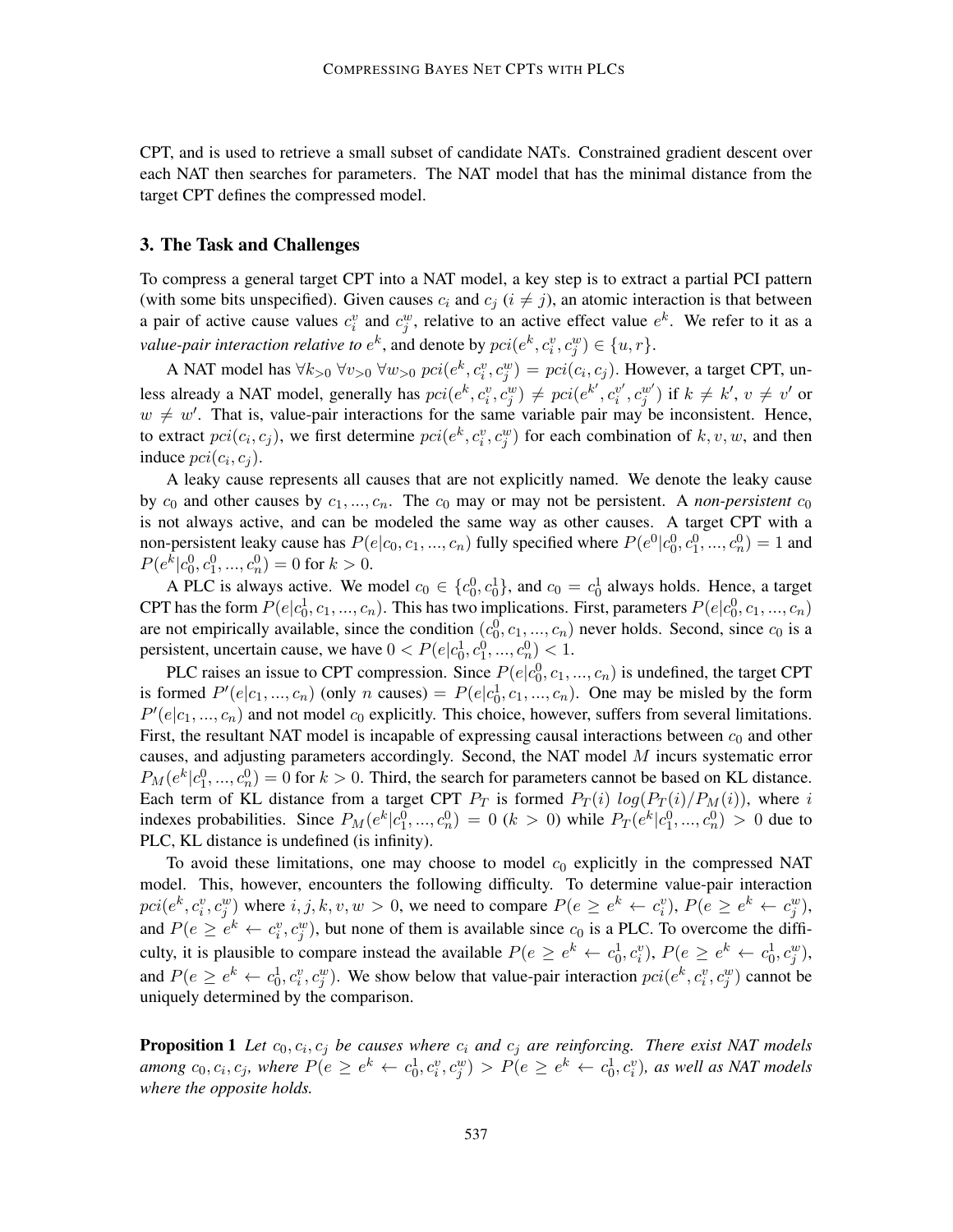CPT, and is used to retrieve a small subset of candidate NATs. Constrained gradient descent over each NAT then searches for parameters. The NAT model that has the minimal distance from the target CPT defines the compressed model.

## 3. The Task and Challenges

To compress a general target CPT into a NAT model, a key step is to extract a partial PCI pattern (with some bits unspecified). Given causes $c_i$ and $c_j$ ($i \neq j$), an atomic interaction is that between a pair of active cause values $c_i^v$ and $c_j^w$, relative to an active effect value $e^k$. We refer to it as a *value-pair interaction relative to* $e^k$, and denote by $pci(e^k, c_i^v, c_j^w) \in \{u, r\}$.

A NAT model has $\forall k_{>0}\ \forall v_{>0}\ \forall w_{>0}\ pci(e^k, c_i^v, c_j^w) = pci(c_i, c_j)$. However, a target CPT, unless already a NAT model, generally has $pci(e^k, c_i^v, c_j^w) \neq pci(e^{k'}, c_i^{v'}, c_j^{w'})$ if $k \neq k'$, $v \neq v'$ or $w \neq w'$. That is, value-pair interactions for the same variable pair may be inconsistent. Hence, to extract $pci(c_i, c_j)$, we first determine $pci(e^k, c_i^v, c_j^w)$ for each combination of $k, v, w$, and then induce $pci(c_i, c_j)$.

A leaky cause represents all causes that are not explicitly named. We denote the leaky cause by $c_0$ and other causes by $c_1, ..., c_n$. The $c_0$ may or may not be persistent. A *non-persistent* $c_0$ is not always active, and can be modeled the same way as other causes. A target CPT with a non-persistent leaky cause has $P(e|c_0, c_1, ..., c_n)$ fully specified where $P(e^0|c_0^0, c_1^0, ..., c_n^0) = 1$ and $P(e^k|c_0^0, c_1^0, ..., c_n^0) = 0$ for $k > 0$.

A PLC is always active. We model $c_0 \in \{c_0^0, c_0^1\}$, and $c_0 = c_0^1$ always holds. Hence, a target CPT has the form $P(e|c_0^1, c_1, ..., c_n)$. This has two implications. First, parameters $P(e|c_0^0, c_1, ..., c_n)$ are not empirically available, since the condition $(c_0^0, c_1, ..., c_n)$ never holds. Second, since $c_0$ is a persistent, uncertain cause, we have $0 < P(e|c_0^1, c_1^0, ..., c_n^0) < 1$.

PLC raises an issue to CPT compression. Since $P(e|c_0^0, c_1, ..., c_n)$ is undefined, the target CPT is formed $P'(e|c_1, ..., c_n)$ (only $n$ causes) $= P(e|c_0^1, c_1, ..., c_n)$. One may be misled by the form $P'(e|c_1, ..., c_n)$ and not model $c_0$ explicitly. This choice, however, suffers from several limitations. First, the resultant NAT model is incapable of expressing causal interactions between $c_0$ and other causes, and adjusting parameters accordingly. Second, the NAT model $M$ incurs systematic error $P_M(e^k|c_1^0, ..., c_n^0) = 0$ for $k > 0$. Third, the search for parameters cannot be based on KL distance. Each term of KL distance from a target CPT $P_T$ is formed $P_T(i)\ log(P_T(i)/P_M(i))$, where $i$ indexes probabilities. Since $P_M(e^k|c_1^0, ..., c_n^0) = 0$ ($k > 0$) while $P_T(e^k|c_1^0, ..., c_n^0) > 0$ due to PLC, KL distance is undefined (is infinity).

To avoid these limitations, one may choose to model $c_0$ explicitly in the compressed NAT model. This, however, encounters the following difficulty. To determine value-pair interaction $pci(e^k, c_i^v, c_j^w)$ where $i, j, k, v, w > 0$, we need to compare $P(e \geq e^k \leftarrow c_i^v)$, $P(e \geq e^k \leftarrow c_j^w)$, and $P(e \geq e^k \leftarrow c_i^v, c_j^w)$, but none of them is available since $c_0$ is a PLC. To overcome the difficulty, it is plausible to compare instead the available $P(e \geq e^k \leftarrow c_0^1, c_i^v)$, $P(e \geq e^k \leftarrow c_0^1, c_j^w)$, and $P(e \geq e^k \leftarrow c_0^1, c_i^v, c_j^w)$. We show below that value-pair interaction $pci(e^k, c_i^v, c_j^w)$ cannot be uniquely determined by the comparison.

**Proposition 1** *Let $c_0, c_i, c_j$ be causes where $c_i$ and $c_j$ are reinforcing. There exist NAT models among $c_0, c_i, c_j$, where $P(e \geq e^k \leftarrow c_0^1, c_i^v, c_j^w) > P(e \geq e^k \leftarrow c_0^1, c_i^v)$, as well as NAT models where the opposite holds.*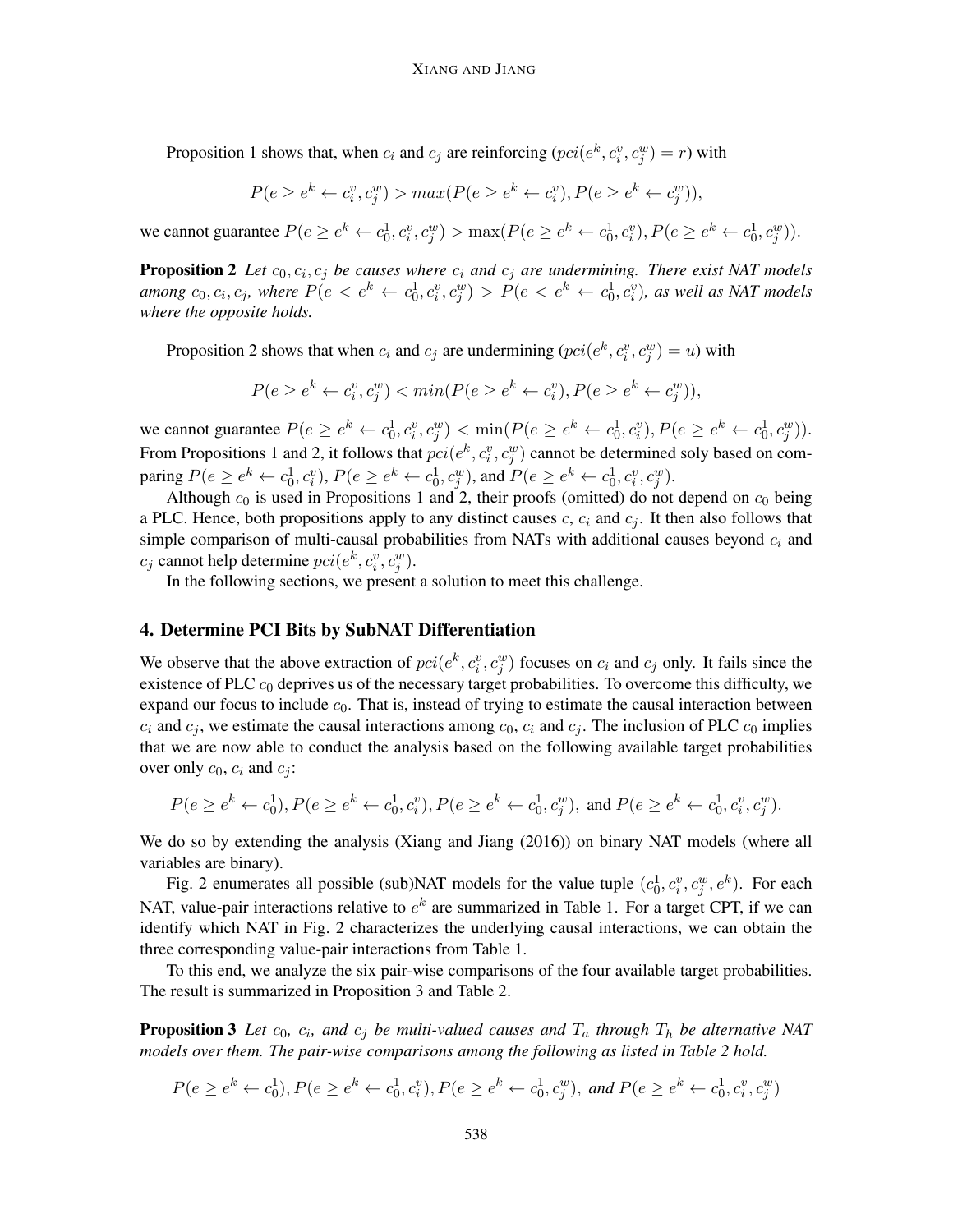Proposition 1 shows that, when $c_i$ and $c_j$ are reinforcing ($pci(e^k, c_i^v, c_j^w) = r$) with

$$P(e \geq e^k \leftarrow c_i^v, c_j^w) > max(P(e \geq e^k \leftarrow c_i^v), P(e \geq e^k \leftarrow c_j^w)),$$

we cannot guarantee $P(e \geq e^k \leftarrow c_0^1, c_i^v, c_j^w) > \max(P(e \geq e^k \leftarrow c_0^1, c_i^v), P(e \geq e^k \leftarrow c_0^1, c_j^w))$.

**Proposition 2** *Let $c_0, c_i, c_j$ be causes where $c_i$ and $c_j$ are undermining. There exist NAT models among $c_0, c_i, c_j$, where $P(e < e^k \leftarrow c_0^1, c_i^v, c_j^w) > P(e < e^k \leftarrow c_0^1, c_i^v)$, as well as NAT models where the opposite holds.*

Proposition 2 shows that when $c_i$ and $c_j$ are undermining ($pci(e^k, c_i^v, c_j^w) = u$) with

$$P(e \geq e^k \leftarrow c_i^v, c_j^w) < min(P(e \geq e^k \leftarrow c_i^v), P(e \geq e^k \leftarrow c_j^w)),$$

we cannot guarantee $P(e \geq e^k \leftarrow c_0^1, c_i^v, c_j^w) < \min(P(e \geq e^k \leftarrow c_0^1, c_i^v), P(e \geq e^k \leftarrow c_0^1, c_j^w))$. From Propositions 1 and 2, it follows that $pci(e^k, c_i^v, c_j^w)$ cannot be determined soly based on comparing $P(e \geq e^k \leftarrow c_0^1, c_i^v)$, $P(e \geq e^k \leftarrow c_0^1, c_j^w)$, and $P(e \geq e^k \leftarrow c_0^1, c_i^v, c_j^w)$.

Although $c_0$ is used in Propositions 1 and 2, their proofs (omitted) do not depend on $c_0$ being a PLC. Hence, both propositions apply to any distinct causes $c$, $c_i$ and $c_j$. It then also follows that simple comparison of multi-causal probabilities from NATs with additional causes beyond $c_i$ and $c_j$ cannot help determine $pci(e^k, c_i^v, c_j^w)$.

In the following sections, we present a solution to meet this challenge.

## 4. Determine PCI Bits by SubNAT Differentiation

We observe that the above extraction of $pci(e^k, c_i^v, c_j^w)$ focuses on $c_i$ and $c_j$ only. It fails since the existence of PLC $c_0$ deprives us of the necessary target probabilities. To overcome this difficulty, we expand our focus to include $c_0$. That is, instead of trying to estimate the causal interaction between $c_i$ and $c_j$, we estimate the causal interactions among $c_0$, $c_i$ and $c_j$. The inclusion of PLC $c_0$ implies that we are now able to conduct the analysis based on the following available target probabilities over only $c_0$, $c_i$ and $c_j$:

$$P(e \geq e^k \leftarrow c_0^1), P(e \geq e^k \leftarrow c_0^1, c_i^v), P(e \geq e^k \leftarrow c_0^1, c_j^w), \text{ and } P(e \geq e^k \leftarrow c_0^1, c_i^v, c_j^w).$$

We do so by extending the analysis (Xiang and Jiang (2016)) on binary NAT models (where all variables are binary).

Fig. 2 enumerates all possible (sub)NAT models for the value tuple $(c_0^1, c_i^v, c_j^w, e^k)$. For each NAT, value-pair interactions relative to $e^k$ are summarized in Table 1. For a target CPT, if we can identify which NAT in Fig. 2 characterizes the underlying causal interactions, we can obtain the three corresponding value-pair interactions from Table 1.

To this end, we analyze the six pair-wise comparisons of the four available target probabilities. The result is summarized in Proposition 3 and Table 2.

**Proposition 3** *Let $c_0$, $c_i$, and $c_j$ be multi-valued causes and $T_a$ through $T_h$ be alternative NAT models over them. The pair-wise comparisons among the following as listed in Table 2 hold.*

$$P(e \geq e^k \leftarrow c_0^1), P(e \geq e^k \leftarrow c_0^1, c_i^v), P(e \geq e^k \leftarrow c_0^1, c_j^w), \textit{ and } P(e \geq e^k \leftarrow c_0^1, c_i^v, c_j^w)$$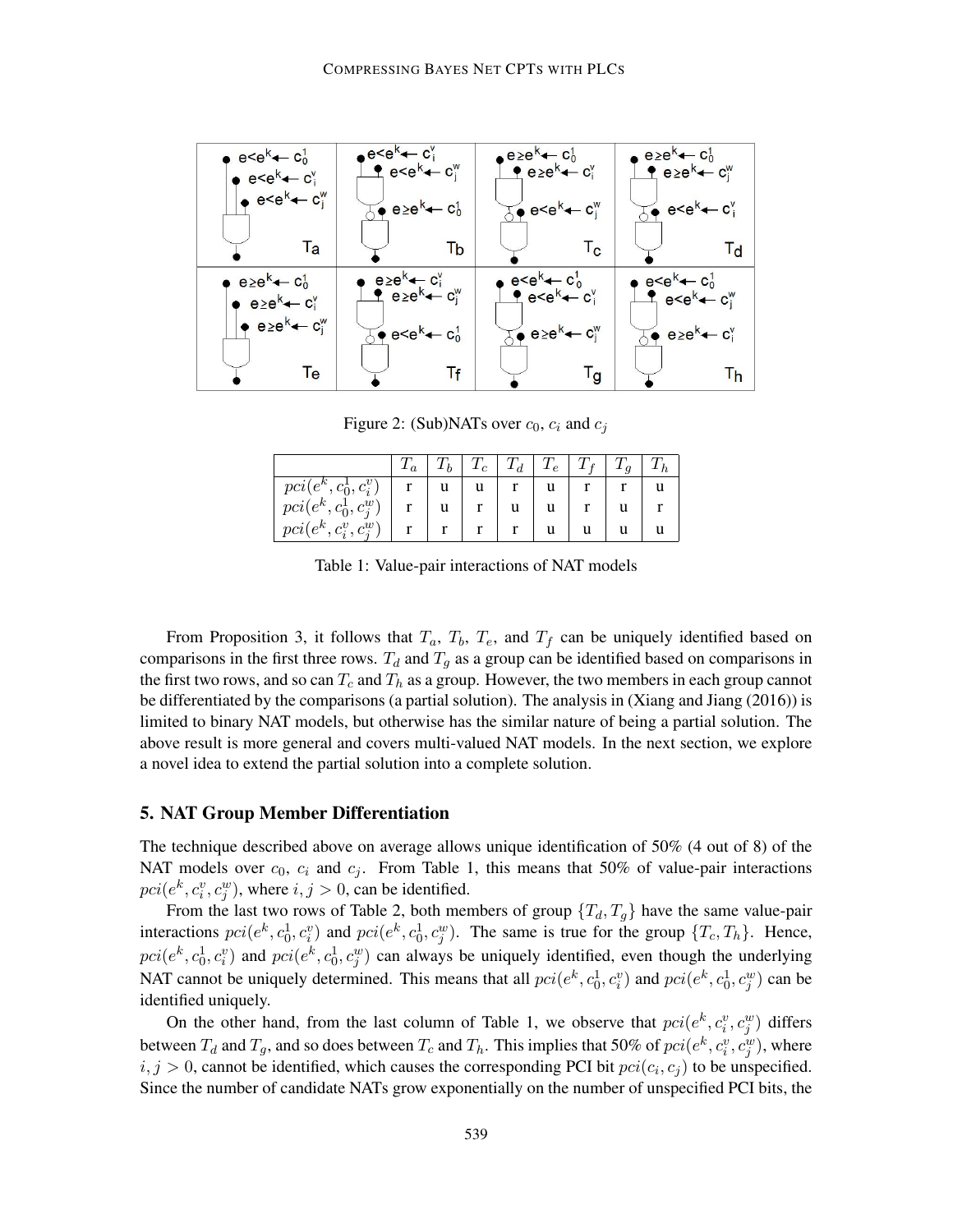Figure 2: (Sub)NATs over $c_0$, $c_i$ and $c_j$

|  | $T_a$ | $T_b$ | $T_c$ | $T_d$ | $T_e$ | $T_f$ | $T_g$ | $T_h$ |
|---|---|---|---|---|---|---|---|---|
| $pci(e^k, c_0^1, c_i^v)$ | r | u | u | r | u | r | r | u |
| $pci(e^k, c_0^1, c_j^w)$ | r | u | r | u | u | r | u | r |
| $pci(e^k, c_i^v, c_j^w)$ | r | r | r | r | u | u | u | u |

Table 1: Value-pair interactions of NAT models

From Proposition 3, it follows that $T_a$, $T_b$, $T_e$, and $T_f$ can be uniquely identified based on comparisons in the first three rows. $T_d$ and $T_g$ as a group can be identified based on comparisons in the first two rows, and so can $T_c$ and $T_h$ as a group. However, the two members in each group cannot be differentiated by the comparisons (a partial solution). The analysis in (Xiang and Jiang (2016)) is limited to binary NAT models, but otherwise has the similar nature of being a partial solution. The above result is more general and covers multi-valued NAT models. In the next section, we explore a novel idea to extend the partial solution into a complete solution.

## 5. NAT Group Member Differentiation

The technique described above on average allows unique identification of 50% (4 out of 8) of the NAT models over $c_0$, $c_i$ and $c_j$. From Table 1, this means that 50% of value-pair interactions $pci(e^k, c_i^v, c_j^w)$, where $i, j > 0$, can be identified.

From the last two rows of Table 2, both members of group $\{T_d, T_g\}$ have the same value-pair interactions $pci(e^k, c_0^1, c_i^v)$ and $pci(e^k, c_0^1, c_j^w)$. The same is true for the group $\{T_c, T_h\}$. Hence, $pci(e^k, c_0^1, c_i^v)$ and $pci(e^k, c_0^1, c_j^w)$ can always be uniquely identified, even though the underlying NAT cannot be uniquely determined. This means that all $pci(e^k, c_0^1, c_i^v)$ and $pci(e^k, c_0^1, c_j^w)$ can be identified uniquely.

On the other hand, from the last column of Table 1, we observe that $pci(e^k, c_i^v, c_j^w)$ differs between $T_d$ and $T_g$, and so does between $T_c$ and $T_h$. This implies that 50% of $pci(e^k, c_i^v, c_j^w)$, where $i, j > 0$, cannot be identified, which causes the corresponding PCI bit $pci(c_i, c_j)$ to be unspecified. Since the number of candidate NATs grow exponentially on the number of unspecified PCI bits, the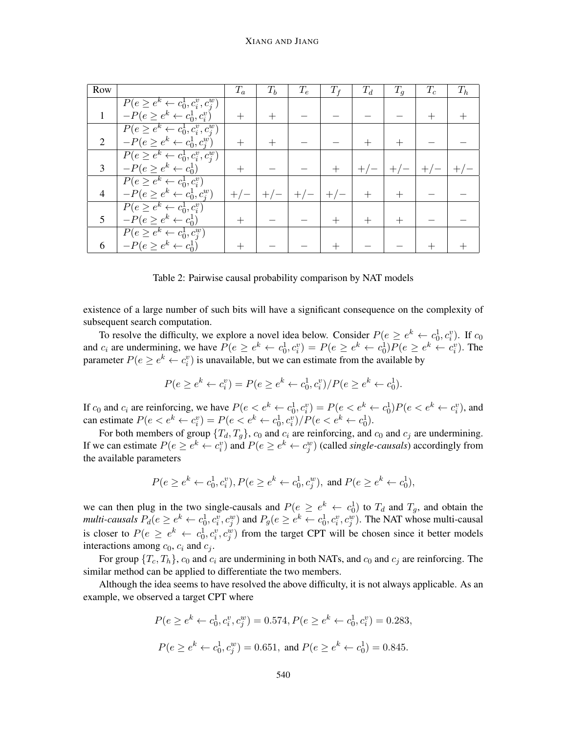| Row | | $T_a$ | $T_b$ | $T_e$ | $T_f$ | $T_d$ | $T_g$ | $T_c$ | $T_h$ |
|---|---|---|---|---|---|---|---|---|---|
| 1 | $P(e \geq e^k \leftarrow c_0^1, c_i^v, c_j^w)$ $-P(e \geq e^k \leftarrow c_0^1, c_i^v)$ | $+$ | $+$ | $-$ | $-$ | $-$ | $-$ | $+$ | $+$ |
| 2 | $P(e \geq e^k \leftarrow c_0^1, c_i^v, c_j^w)$ $-P(e \geq e^k \leftarrow c_0^1, c_j^w)$ | $+$ | $+$ | $-$ | $-$ | $+$ | $+$ | $-$ | $-$ |
| 3 | $P(e \geq e^k \leftarrow c_0^1, c_i^v, c_j^w)$ $-P(e \geq e^k \leftarrow c_0^1)$ | $+$ | $-$ | $-$ | $+$ | $+/-$ | $+/-$ | $+/-$ | $+/-$ |
| 4 | $P(e \geq e^k \leftarrow c_0^1, c_i^v)$ $-P(e \geq e^k \leftarrow c_0^1, c_j^w)$ | $+/-$ | $+/-$ | $+/-$ | $+/-$ | $+$ | $+$ | $-$ | $-$ |
| 5 | $P(e \geq e^k \leftarrow c_0^1, c_i^v)$ $-P(e \geq e^k \leftarrow c_0^1)$ | $+$ | $-$ | $-$ | $+$ | $+$ | $+$ | $-$ | $-$ |
| 6 | $P(e \geq e^k \leftarrow c_0^1, c_j^w)$ $-P(e \geq e^k \leftarrow c_0^1)$ | $+$ | $-$ | $-$ | $+$ | $-$ | $-$ | $+$ | $+$ |

Table 2: Pairwise causal probability comparison by NAT models

existence of a large number of such bits will have a significant consequence on the complexity of subsequent search computation.

To resolve the difficulty, we explore a novel idea below. Consider $P(e \geq e^k \leftarrow c_0^1, c_i^v)$. If $c_0$ and $c_i$ are undermining, we have $P(e \geq e^k \leftarrow c_0^1, c_i^v) = P(e \geq e^k \leftarrow c_0^1)P(e \geq e^k \leftarrow c_i^v)$. The parameter $P(e \geq e^k \leftarrow c_i^v)$ is unavailable, but we can estimate from the available by

$$P(e \geq e^k \leftarrow c_i^v) = P(e \geq e^k \leftarrow c_0^1, c_i^v)/P(e \geq e^k \leftarrow c_0^1).$$

If $c_0$ and $c_i$ are reinforcing, we have $P(e < e^k \leftarrow c_0^1, c_i^v) = P(e < e^k \leftarrow c_0^1)P(e < e^k \leftarrow c_i^v)$, and can estimate $P(e < e^k \leftarrow c_i^v) = P(e < e^k \leftarrow c_0^1, c_i^v)/P(e < e^k \leftarrow c_0^1)$.

For both members of group $\{T_d, T_g\}$, $c_0$ and $c_i$ are reinforcing, and $c_0$ and $c_j$ are undermining. If we can estimate $P(e \geq e^k \leftarrow c_i^v)$ and $P(e \geq e^k \leftarrow c_j^w)$ (called *single-causals*) accordingly from the available parameters

$$P(e \geq e^k \leftarrow c_0^1, c_i^v), P(e \geq e^k \leftarrow c_0^1, c_j^w), \text{ and } P(e \geq e^k \leftarrow c_0^1),$$

we can then plug in the two single-causals and $P(e \geq e^k \leftarrow c_0^1)$ to $T_d$ and $T_g$, and obtain the *multi-causals* $P_d(e \geq e^k \leftarrow c_0^1, c_i^v, c_j^w)$ and $P_g(e \geq e^k \leftarrow c_0^1, c_i^v, c_j^w)$. The NAT whose multi-causal is closer to $P(e \geq e^k \leftarrow c_0^1, c_i^v, c_j^w)$ from the target CPT will be chosen since it better models interactions among $c_0$, $c_i$ and $c_j$.

For group $\{T_c, T_h\}$, $c_0$ and $c_i$ are undermining in both NATs, and $c_0$ and $c_j$ are reinforcing. The similar method can be applied to differentiate the two members.

Although the idea seems to have resolved the above difficulty, it is not always applicable. As an example, we observed a target CPT where

$$P(e \geq e^k \leftarrow c_0^1, c_i^v, c_j^w) = 0.574, P(e \geq e^k \leftarrow c_0^1, c_i^v) = 0.283,$$

$$P(e \geq e^k \leftarrow c_0^1, c_j^w) = 0.651, \text{ and } P(e \geq e^k \leftarrow c_0^1) = 0.845.$$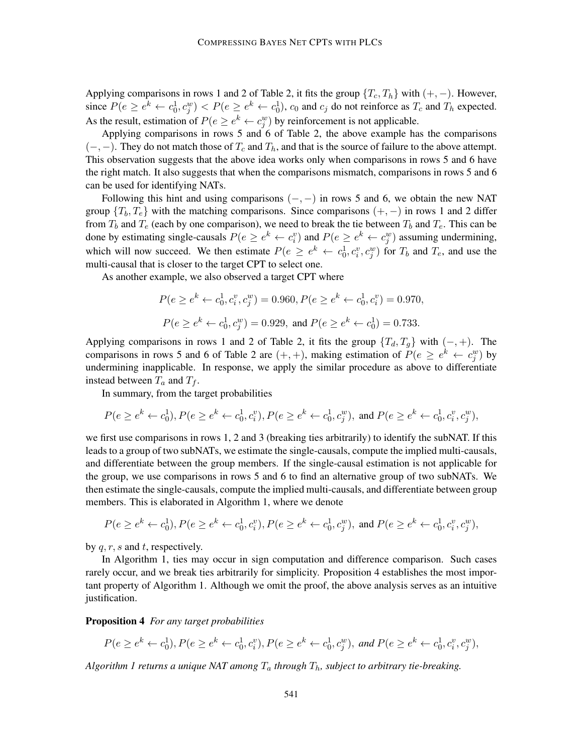Applying comparisons in rows 1 and 2 of Table 2, it fits the group $\{T_c, T_h\}$ with $(+, -)$. However, since $P(e \geq e^k \leftarrow c_0^1, c_j^w) < P(e \geq e^k \leftarrow c_0^1)$, $c_0$ and $c_j$ do not reinforce as $T_c$ and $T_h$ expected. As the result, estimation of $P(e \geq e^k \leftarrow c_j^w)$ by reinforcement is not applicable.

Applying comparisons in rows 5 and 6 of Table 2, the above example has the comparisons $(-, -)$. They do not match those of $T_c$ and $T_h$, and that is the source of failure to the above attempt. This observation suggests that the above idea works only when comparisons in rows 5 and 6 have the right match. It also suggests that when the comparisons mismatch, comparisons in rows 5 and 6 can be used for identifying NATs.

Following this hint and using comparisons $(-, -)$ in rows 5 and 6, we obtain the new NAT group $\{T_b, T_e\}$ with the matching comparisons. Since comparisons $(+, -)$ in rows 1 and 2 differ from $T_b$ and $T_e$ (each by one comparison), we need to break the tie between $T_b$ and $T_e$. This can be done by estimating single-causals $P(e \geq e^k \leftarrow c_i^v)$ and $P(e \geq e^k \leftarrow c_j^w)$ assuming undermining, which will now succeed. We then estimate $P(e \geq e^k \leftarrow c_0^1, c_i^v, c_j^w)$ for $T_b$ and $T_e$, and use the multi-causal that is closer to the target CPT to select one.

As another example, we also observed a target CPT where

$$P(e \geq e^k \leftarrow c_0^1, c_i^v, c_j^w) = 0.960, P(e \geq e^k \leftarrow c_0^1, c_i^v) = 0.970,$$

$$P(e \geq e^k \leftarrow c_0^1, c_j^w) = 0.929, \text{ and } P(e \geq e^k \leftarrow c_0^1) = 0.733.$$

Applying comparisons in rows 1 and 2 of Table 2, it fits the group $\{T_d, T_g\}$ with $(-, +)$. The comparisons in rows 5 and 6 of Table 2 are $(+, +)$, making estimation of $P(e \geq e^k \leftarrow c_j^w)$ by undermining inapplicable. In response, we apply the similar procedure as above to differentiate instead between $T_a$ and $T_f$.

In summary, from the target probabilities

$$P(e \geq e^k \leftarrow c_0^1), P(e \geq e^k \leftarrow c_0^1, c_i^v), P(e \geq e^k \leftarrow c_0^1, c_j^w), \text{ and } P(e \geq e^k \leftarrow c_0^1, c_i^v, c_j^w),$$

we first use comparisons in rows 1, 2 and 3 (breaking ties arbitrarily) to identify the subNAT. If this leads to a group of two subNATs, we estimate the single-causals, compute the implied multi-causals, and differentiate between the group members. If the single-causal estimation is not applicable for the group, we use comparisons in rows 5 and 6 to find an alternative group of two subNATs. We then estimate the single-causals, compute the implied multi-causals, and differentiate between group members. This is elaborated in Algorithm 1, where we denote

$$P(e \geq e^k \leftarrow c_0^1), P(e \geq e^k \leftarrow c_0^1, c_i^v), P(e \geq e^k \leftarrow c_0^1, c_j^w), \text{ and } P(e \geq e^k \leftarrow c_0^1, c_i^v, c_j^w),$$

by $q, r, s$ and $t$, respectively.

In Algorithm 1, ties may occur in sign computation and difference comparison. Such cases rarely occur, and we break ties arbitrarily for simplicity. Proposition 4 establishes the most important property of Algorithm 1. Although we omit the proof, the above analysis serves as an intuitive justification.

**Proposition 4** *For any target probabilities*

$$P(e \geq e^k \leftarrow c_0^1), P(e \geq e^k \leftarrow c_0^1, c_i^v), P(e \geq e^k \leftarrow c_0^1, c_j^w), \text{ and } P(e \geq e^k \leftarrow c_0^1, c_i^v, c_j^w),$$

*Algorithm 1 returns a unique NAT among $T_a$ through $T_h$, subject to arbitrary tie-breaking.*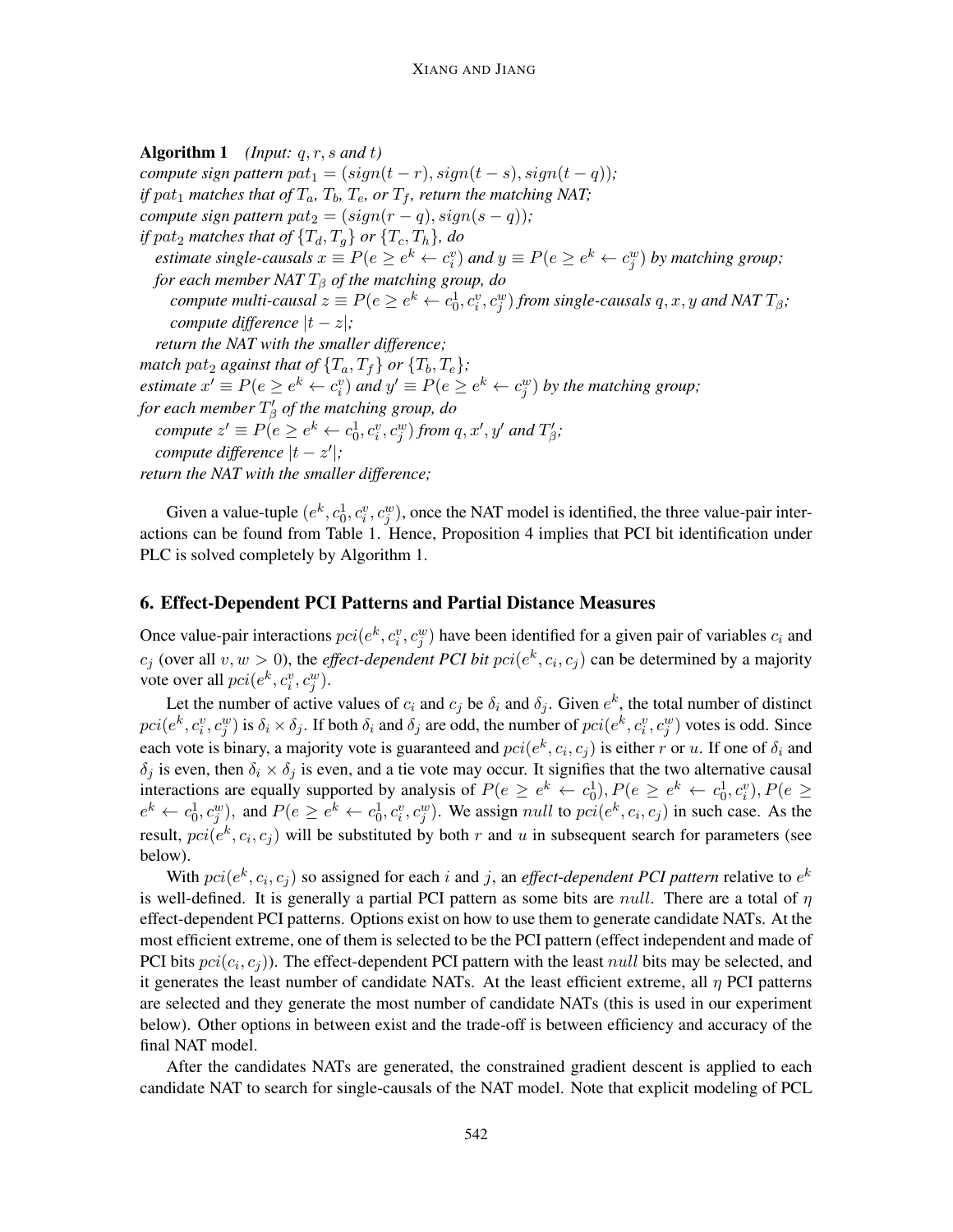**Algorithm 1** *(Input: $q, r, s$ and $t$)*

*compute sign pattern $pat_1 = (sign(t - r), sign(t - s), sign(t - q))$;*
*if $pat_1$ matches that of $T_a$, $T_b$, $T_e$, or $T_f$, return the matching NAT;*
*compute sign pattern $pat_2 = (sign(r - q), sign(s - q))$;*
*if $pat_2$ matches that of $\{T_d, T_g\}$ or $\{T_c, T_h\}$, do*
  *estimate single-causals $x \equiv P(e \geq e^k \leftarrow c_i^v)$ and $y \equiv P(e \geq e^k \leftarrow c_j^w)$ by matching group;*
  *for each member NAT $T_\beta$ of the matching group, do*
    *compute multi-causal $z \equiv P(e \geq e^k \leftarrow c_0^1, c_i^v, c_j^w)$ from single-causals $q, x, y$ and NAT $T_\beta$;*
    *compute difference $|t - z|$;*
  *return the NAT with the smaller difference;*
*match $pat_2$ against that of $\{T_a, T_f\}$ or $\{T_b, T_e\}$;*
*estimate $x' \equiv P(e \geq e^k \leftarrow c_i^v)$ and $y' \equiv P(e \geq e^k \leftarrow c_j^w)$ by the matching group;*
*for each member $T'_\beta$ of the matching group, do*
  *compute $z' \equiv P(e \geq e^k \leftarrow c_0^1, c_i^v, c_j^w)$ from $q, x', y'$ and $T'_\beta$;*
  *compute difference $|t - z'|$;*
*return the NAT with the smaller difference;*

Given a value-tuple $(e^k, c_0^1, c_i^v, c_j^w)$, once the NAT model is identified, the three value-pair interactions can be found from Table 1. Hence, Proposition 4 implies that PCI bit identification under PLC is solved completely by Algorithm 1.

## 6. Effect-Dependent PCI Patterns and Partial Distance Measures

Once value-pair interactions $pci(e^k, c_i^v, c_j^w)$ have been identified for a given pair of variables $c_i$ and $c_j$ (over all $v, w > 0$), the *effect-dependent PCI bit* $pci(e^k, c_i, c_j)$ can be determined by a majority vote over all $pci(e^k, c_i^v, c_j^w)$.

Let the number of active values of $c_i$ and $c_j$ be $\delta_i$ and $\delta_j$. Given $e^k$, the total number of distinct $pci(e^k, c_i^v, c_j^w)$ is $\delta_i \times \delta_j$. If both $\delta_i$ and $\delta_j$ are odd, the number of $pci(e^k, c_i^v, c_j^w)$ votes is odd. Since each vote is binary, a majority vote is guaranteed and $pci(e^k, c_i, c_j)$ is either $r$ or $u$. If one of $\delta_i$ and $\delta_j$ is even, then $\delta_i \times \delta_j$ is even, and a tie vote may occur. It signifies that the two alternative causal interactions are equally supported by analysis of $P(e \geq e^k \leftarrow c_0^1), P(e \geq e^k \leftarrow c_0^1, c_i^v), P(e \geq e^k \leftarrow c_0^1, c_j^w)$, and $P(e \geq e^k \leftarrow c_0^1, c_i^v, c_j^w)$. We assign $null$ to $pci(e^k, c_i, c_j)$ in such case. As the result, $pci(e^k, c_i, c_j)$ will be substituted by both $r$ and $u$ in subsequent search for parameters (see below).

With $pci(e^k, c_i, c_j)$ so assigned for each $i$ and $j$, an *effect-dependent PCI pattern* relative to $e^k$ is well-defined. It is generally a partial PCI pattern as some bits are $null$. There are a total of $\eta$ effect-dependent PCI patterns. Options exist on how to use them to generate candidate NATs. At the most efficient extreme, one of them is selected to be the PCI pattern (effect independent and made of PCI bits $pci(c_i, c_j)$). The effect-dependent PCI pattern with the least $null$ bits may be selected, and it generates the least number of candidate NATs. At the least efficient extreme, all $\eta$ PCI patterns are selected and they generate the most number of candidate NATs (this is used in our experiment below). Other options in between exist and the trade-off is between efficiency and accuracy of the final NAT model.

After the candidates NATs are generated, the constrained gradient descent is applied to each candidate NAT to search for single-causals of the NAT model. Note that explicit modeling of PCL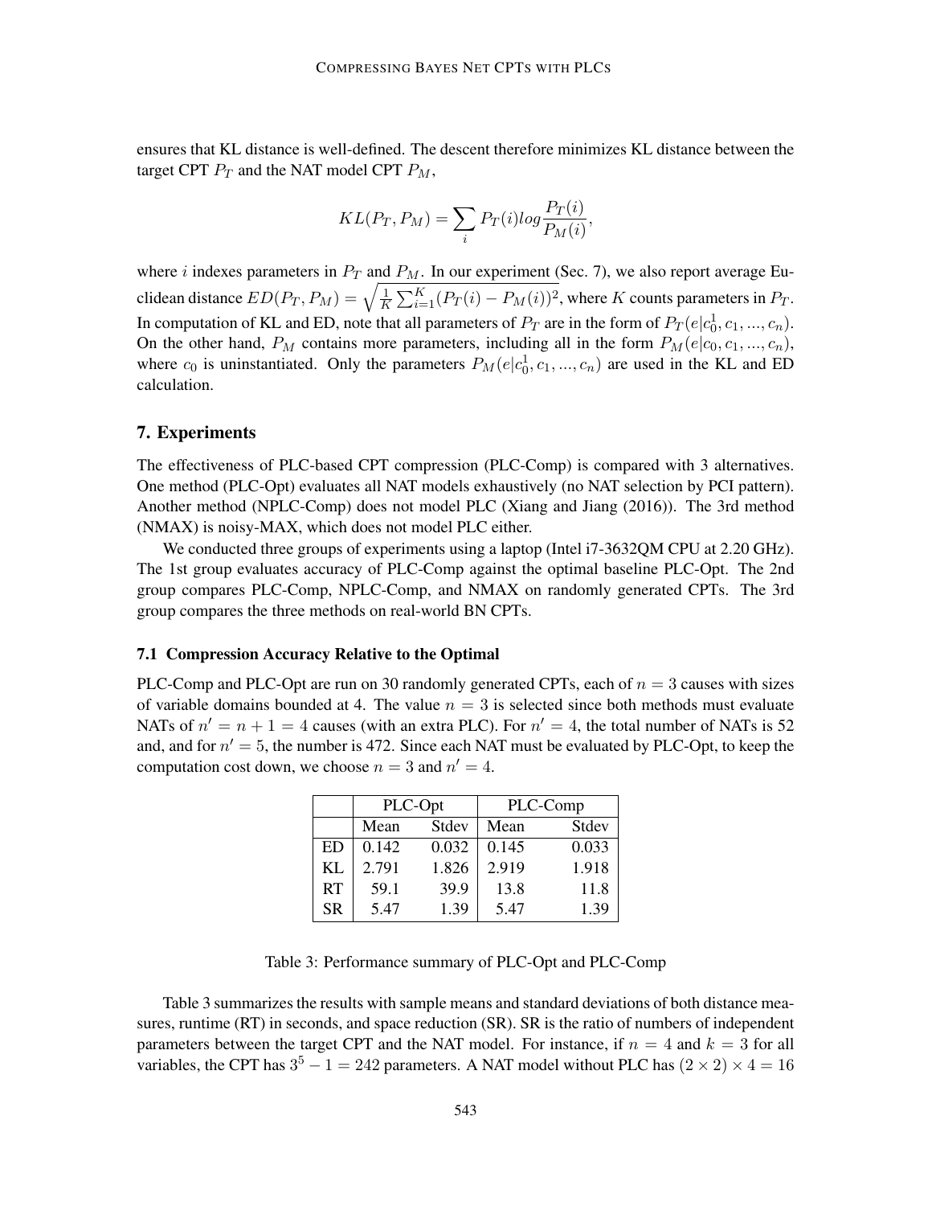ensures that KL distance is well-defined. The descent therefore minimizes KL distance between the target CPT $P_T$ and the NAT model CPT $P_M$,

$$KL(P_T, P_M) = \sum_i P_T(i) log \frac{P_T(i)}{P_M(i)},$$

where $i$ indexes parameters in $P_T$ and $P_M$. In our experiment (Sec. 7), we also report average Euclidean distance $ED(P_T, P_M) = \sqrt{\frac{1}{K}\sum_{i=1}^{K}(P_T(i) - P_M(i))^2}$, where $K$ counts parameters in $P_T$. In computation of KL and ED, note that all parameters of $P_T$ are in the form of $P_T(e|c_0^1, c_1, ..., c_n)$. On the other hand, $P_M$ contains more parameters, including all in the form $P_M(e|c_0, c_1, ..., c_n)$, where $c_0$ is uninstantiated. Only the parameters $P_M(e|c_0^1, c_1, ..., c_n)$ are used in the KL and ED calculation.

## 7. Experiments

The effectiveness of PLC-based CPT compression (PLC-Comp) is compared with 3 alternatives. One method (PLC-Opt) evaluates all NAT models exhaustively (no NAT selection by PCI pattern). Another method (NPLC-Comp) does not model PLC (Xiang and Jiang (2016)). The 3rd method (NMAX) is noisy-MAX, which does not model PLC either.

We conducted three groups of experiments using a laptop (Intel i7-3632QM CPU at 2.20 GHz). The 1st group evaluates accuracy of PLC-Comp against the optimal baseline PLC-Opt. The 2nd group compares PLC-Comp, NPLC-Comp, and NMAX on randomly generated CPTs. The 3rd group compares the three methods on real-world BN CPTs.

### 7.1 Compression Accuracy Relative to the Optimal

PLC-Comp and PLC-Opt are run on 30 randomly generated CPTs, each of $n = 3$ causes with sizes of variable domains bounded at 4. The value $n = 3$ is selected since both methods must evaluate NATs of $n' = n + 1 = 4$ causes (with an extra PLC). For $n' = 4$, the total number of NATs is 52 and, and for $n' = 5$, the number is 472. Since each NAT must be evaluated by PLC-Opt, to keep the computation cost down, we choose $n = 3$ and $n' = 4$.

| | PLC-Opt | | PLC-Comp | |
|---|---|---|---|---|
| | Mean | Stdev | Mean | Stdev |
| ED | 0.142 | 0.032 | 0.145 | 0.033 |
| KL | 2.791 | 1.826 | 2.919 | 1.918 |
| RT | 59.1 | 39.9 | 13.8 | 11.8 |
| SR | 5.47 | 1.39 | 5.47 | 1.39 |

Table 3: Performance summary of PLC-Opt and PLC-Comp

Table 3 summarizes the results with sample means and standard deviations of both distance measures, runtime (RT) in seconds, and space reduction (SR). SR is the ratio of numbers of independent parameters between the target CPT and the NAT model. For instance, if $n = 4$ and $k = 3$ for all variables, the CPT has $3^5 - 1 = 242$ parameters. A NAT model without PLC has $(2 \times 2) \times 4 = 16$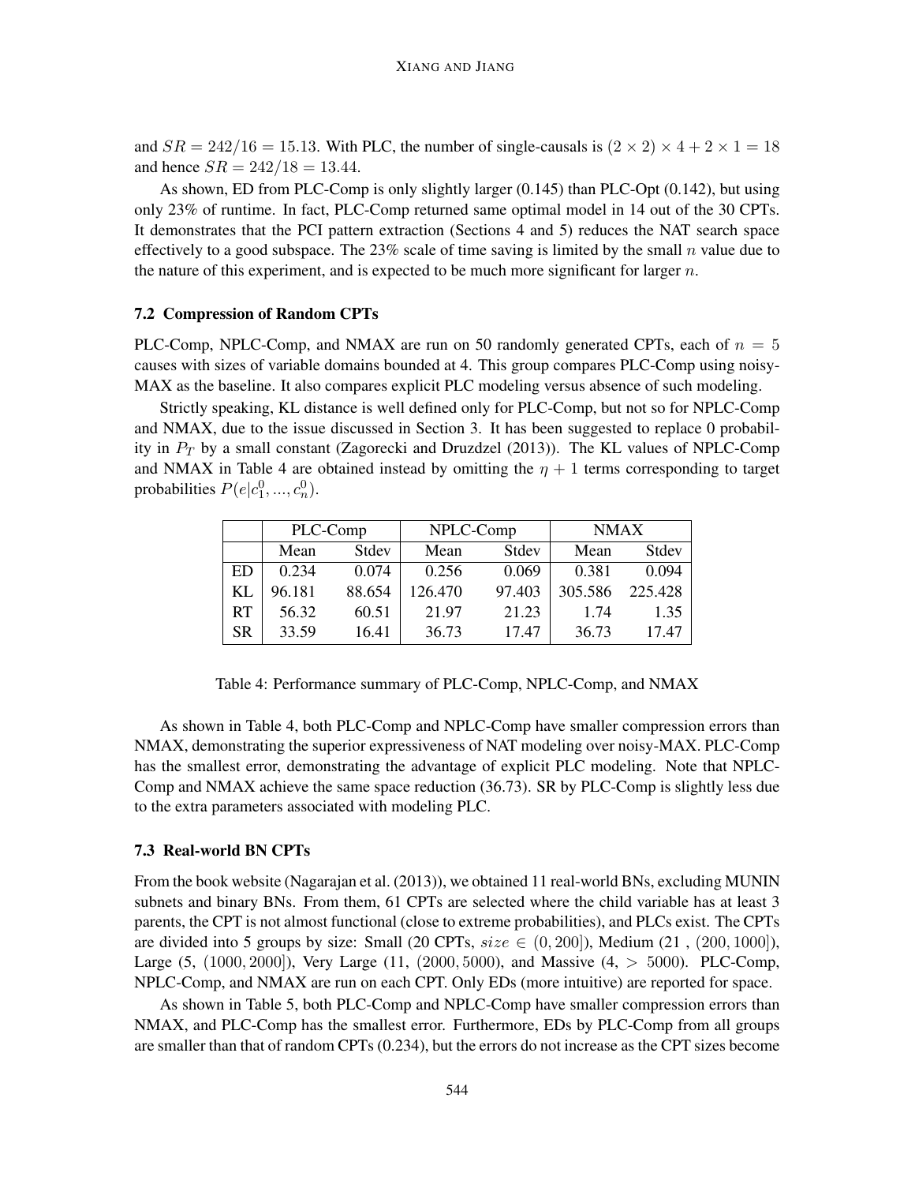and $SR = 242/16 = 15.13$. With PLC, the number of single-causals is $(2 \times 2) \times 4 + 2 \times 1 = 18$ and hence $SR = 242/18 = 13.44$.

As shown, ED from PLC-Comp is only slightly larger (0.145) than PLC-Opt (0.142), but using only 23% of runtime. In fact, PLC-Comp returned same optimal model in 14 out of the 30 CPTs. It demonstrates that the PCI pattern extraction (Sections 4 and 5) reduces the NAT search space effectively to a good subspace. The 23% scale of time saving is limited by the small $n$ value due to the nature of this experiment, and is expected to be much more significant for larger $n$.

### 7.2 Compression of Random CPTs

PLC-Comp, NPLC-Comp, and NMAX are run on 50 randomly generated CPTs, each of $n = 5$ causes with sizes of variable domains bounded at 4. This group compares PLC-Comp using noisy-MAX as the baseline. It also compares explicit PLC modeling versus absence of such modeling.

Strictly speaking, KL distance is well defined only for PLC-Comp, but not so for NPLC-Comp and NMAX, due to the issue discussed in Section 3. It has been suggested to replace 0 probability in $P_T$ by a small constant (Zagorecki and Druzdzel (2013)). The KL values of NPLC-Comp and NMAX in Table 4 are obtained instead by omitting the $\eta + 1$ terms corresponding to target probabilities $P(e|c_1^0, ..., c_n^0)$.

| | PLC-Comp | | NPLC-Comp | | NMAX | |
|---|---|---|---|---|---|---|
| | Mean | Stdev | Mean | Stdev | Mean | Stdev |
| ED | 0.234 | 0.074 | 0.256 | 0.069 | 0.381 | 0.094 |
| KL | 96.181 | 88.654 | 126.470 | 97.403 | 305.586 | 225.428 |
| RT | 56.32 | 60.51 | 21.97 | 21.23 | 1.74 | 1.35 |
| SR | 33.59 | 16.41 | 36.73 | 17.47 | 36.73 | 17.47 |

Table 4: Performance summary of PLC-Comp, NPLC-Comp, and NMAX

As shown in Table 4, both PLC-Comp and NPLC-Comp have smaller compression errors than NMAX, demonstrating the superior expressiveness of NAT modeling over noisy-MAX. PLC-Comp has the smallest error, demonstrating the advantage of explicit PLC modeling. Note that NPLC-Comp and NMAX achieve the same space reduction (36.73). SR by PLC-Comp is slightly less due to the extra parameters associated with modeling PLC.

### 7.3 Real-world BN CPTs

From the book website (Nagarajan et al. (2013)), we obtained 11 real-world BNs, excluding MUNIN subnets and binary BNs. From them, 61 CPTs are selected where the child variable has at least 3 parents, the CPT is not almost functional (close to extreme probabilities), and PLCs exist. The CPTs are divided into 5 groups by size: Small (20 CPTs, $size \in (0, 200]$), Medium (21 , $(200, 1000]$), Large (5, $(1000, 2000]$), Very Large (11, $(2000, 5000)$), and Massive (4, $> 5000$). PLC-Comp, NPLC-Comp, and NMAX are run on each CPT. Only EDs (more intuitive) are reported for space.

As shown in Table 5, both PLC-Comp and NPLC-Comp have smaller compression errors than NMAX, and PLC-Comp has the smallest error. Furthermore, EDs by PLC-Comp from all groups are smaller than that of random CPTs (0.234), but the errors do not increase as the CPT sizes become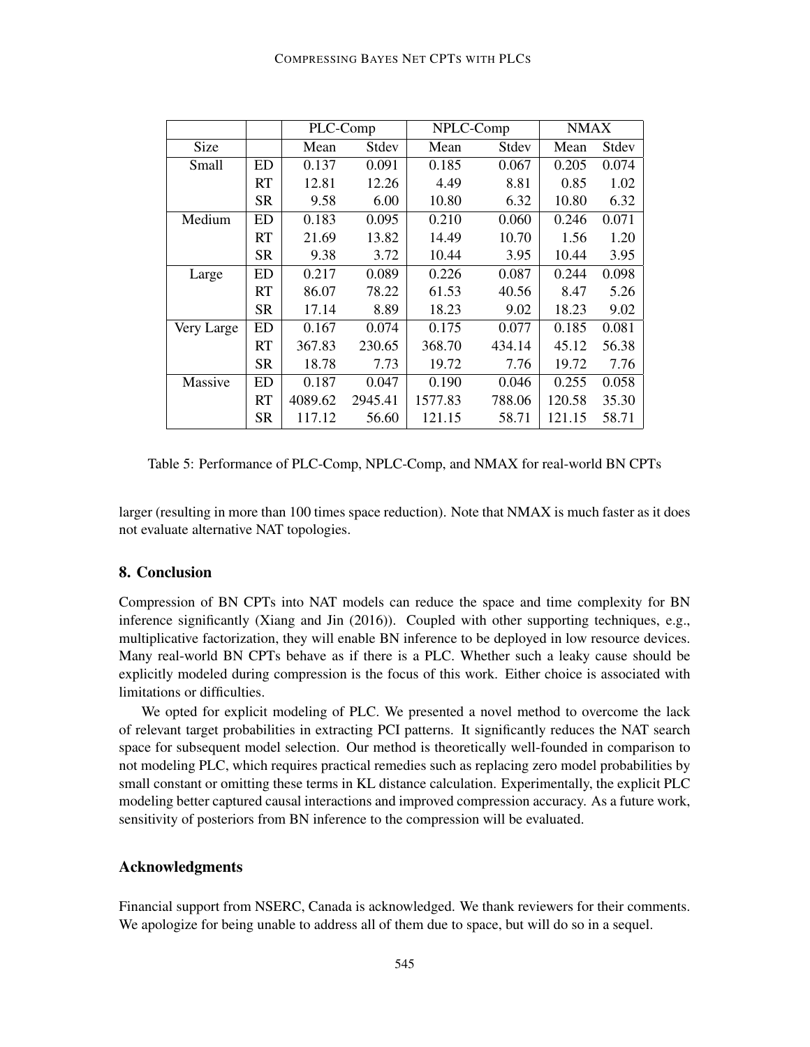| | | PLC-Comp | | NPLC-Comp | | NMAX | |
|---|---|---|---|---|---|---|---|
| Size | | Mean | Stdev | Mean | Stdev | Mean | Stdev |
| Small | ED | 0.137 | 0.091 | 0.185 | 0.067 | 0.205 | 0.074 |
| | RT | 12.81 | 12.26 | 4.49 | 8.81 | 0.85 | 1.02 |
| | SR | 9.58 | 6.00 | 10.80 | 6.32 | 10.80 | 6.32 |
| Medium | ED | 0.183 | 0.095 | 0.210 | 0.060 | 0.246 | 0.071 |
| | RT | 21.69 | 13.82 | 14.49 | 10.70 | 1.56 | 1.20 |
| | SR | 9.38 | 3.72 | 10.44 | 3.95 | 10.44 | 3.95 |
| Large | ED | 0.217 | 0.089 | 0.226 | 0.087 | 0.244 | 0.098 |
| | RT | 86.07 | 78.22 | 61.53 | 40.56 | 8.47 | 5.26 |
| | SR | 17.14 | 8.89 | 18.23 | 9.02 | 18.23 | 9.02 |
| Very Large | ED | 0.167 | 0.074 | 0.175 | 0.077 | 0.185 | 0.081 |
| | RT | 367.83 | 230.65 | 368.70 | 434.14 | 45.12 | 56.38 |
| | SR | 18.78 | 7.73 | 19.72 | 7.76 | 19.72 | 7.76 |
| Massive | ED | 0.187 | 0.047 | 0.190 | 0.046 | 0.255 | 0.058 |
| | RT | 4089.62 | 2945.41 | 1577.83 | 788.06 | 120.58 | 35.30 |
| | SR | 117.12 | 56.60 | 121.15 | 58.71 | 121.15 | 58.71 |

Table 5: Performance of PLC-Comp, NPLC-Comp, and NMAX for real-world BN CPTs

larger (resulting in more than 100 times space reduction). Note that NMAX is much faster as it does not evaluate alternative NAT topologies.

## 8. Conclusion

Compression of BN CPTs into NAT models can reduce the space and time complexity for BN inference significantly (Xiang and Jin (2016)). Coupled with other supporting techniques, e.g., multiplicative factorization, they will enable BN inference to be deployed in low resource devices. Many real-world BN CPTs behave as if there is a PLC. Whether such a leaky cause should be explicitly modeled during compression is the focus of this work. Either choice is associated with limitations or difficulties.

We opted for explicit modeling of PLC. We presented a novel method to overcome the lack of relevant target probabilities in extracting PCI patterns. It significantly reduces the NAT search space for subsequent model selection. Our method is theoretically well-founded in comparison to not modeling PLC, which requires practical remedies such as replacing zero model probabilities by small constant or omitting these terms in KL distance calculation. Experimentally, the explicit PLC modeling better captured causal interactions and improved compression accuracy. As a future work, sensitivity of posteriors from BN inference to the compression will be evaluated.

## Acknowledgments

Financial support from NSERC, Canada is acknowledged. We thank reviewers for their comments. We apologize for being unable to address all of them due to space, but will do so in a sequel.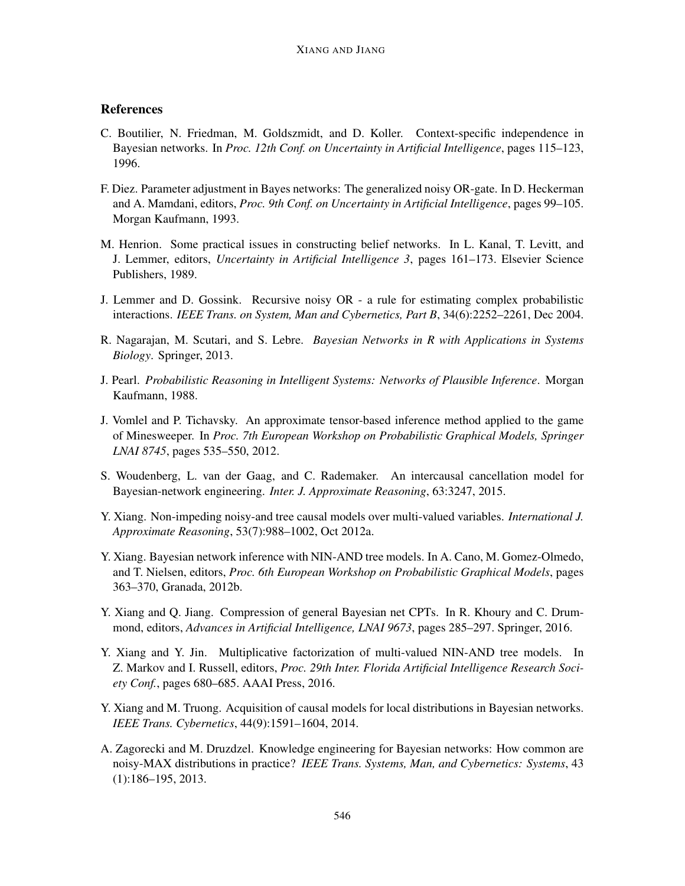## References

C. Boutilier, N. Friedman, M. Goldszmidt, and D. Koller. Context-specific independence in Bayesian networks. In *Proc. 12th Conf. on Uncertainty in Artificial Intelligence*, pages 115–123, 1996.

F. Diez. Parameter adjustment in Bayes networks: The generalized noisy OR-gate. In D. Heckerman and A. Mamdani, editors, *Proc. 9th Conf. on Uncertainty in Artificial Intelligence*, pages 99–105. Morgan Kaufmann, 1993.

M. Henrion. Some practical issues in constructing belief networks. In L. Kanal, T. Levitt, and J. Lemmer, editors, *Uncertainty in Artificial Intelligence 3*, pages 161–173. Elsevier Science Publishers, 1989.

J. Lemmer and D. Gossink. Recursive noisy OR - a rule for estimating complex probabilistic interactions. *IEEE Trans. on System, Man and Cybernetics, Part B*, 34(6):2252–2261, Dec 2004.

R. Nagarajan, M. Scutari, and S. Lebre. *Bayesian Networks in R with Applications in Systems Biology*. Springer, 2013.

J. Pearl. *Probabilistic Reasoning in Intelligent Systems: Networks of Plausible Inference*. Morgan Kaufmann, 1988.

J. Vomlel and P. Tichavsky. An approximate tensor-based inference method applied to the game of Minesweeper. In *Proc. 7th European Workshop on Probabilistic Graphical Models, Springer LNAI 8745*, pages 535–550, 2012.

S. Woudenberg, L. van der Gaag, and C. Rademaker. An intercausal cancellation model for Bayesian-network engineering. *Inter. J. Approximate Reasoning*, 63:3247, 2015.

Y. Xiang. Non-impeding noisy-and tree causal models over multi-valued variables. *International J. Approximate Reasoning*, 53(7):988–1002, Oct 2012a.

Y. Xiang. Bayesian network inference with NIN-AND tree models. In A. Cano, M. Gomez-Olmedo, and T. Nielsen, editors, *Proc. 6th European Workshop on Probabilistic Graphical Models*, pages 363–370, Granada, 2012b.

Y. Xiang and Q. Jiang. Compression of general Bayesian net CPTs. In R. Khoury and C. Drummond, editors, *Advances in Artificial Intelligence, LNAI 9673*, pages 285–297. Springer, 2016.

Y. Xiang and Y. Jin. Multiplicative factorization of multi-valued NIN-AND tree models. In Z. Markov and I. Russell, editors, *Proc. 29th Inter. Florida Artificial Intelligence Research Society Conf.*, pages 680–685. AAAI Press, 2016.

Y. Xiang and M. Truong. Acquisition of causal models for local distributions in Bayesian networks. *IEEE Trans. Cybernetics*, 44(9):1591–1604, 2014.

A. Zagorecki and M. Druzdzel. Knowledge engineering for Bayesian networks: How common are noisy-MAX distributions in practice? *IEEE Trans. Systems, Man, and Cybernetics: Systems*, 43 (1):186–195, 2013.